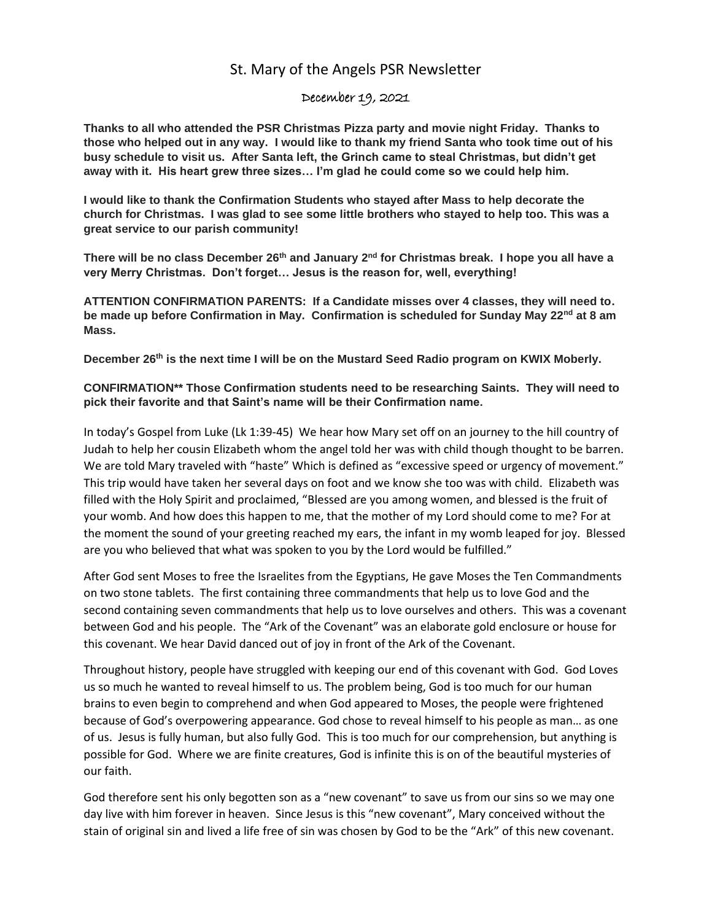# St. Mary of the Angels PSR Newsletter

December 19, 2021

**Thanks to all who attended the PSR Christmas Pizza party and movie night Friday. Thanks to those who helped out in any way. I would like to thank my friend Santa who took time out of his busy schedule to visit us. After Santa left, the Grinch came to steal Christmas, but didn't get away with it. His heart grew three sizes… I'm glad he could come so we could help him.**

**I would like to thank the Confirmation Students who stayed after Mass to help decorate the church for Christmas. I was glad to see some little brothers who stayed to help too. This was a great service to our parish community!**

**There will be no class December 26th and January 2nd for Christmas break. I hope you all have a very Merry Christmas. Don't forget… Jesus is the reason for, well, everything!**

**ATTENTION CONFIRMATION PARENTS: If a Candidate misses over 4 classes, they will need to. be made up before Confirmation in May. Confirmation is scheduled for Sunday May 22nd at 8 am Mass.**

**December 26th is the next time I will be on the Mustard Seed Radio program on KWIX Moberly.**

**CONFIRMATION** Those Confirmation students need to be researching Saints. They will need to pick their favorite and that Saint's name will be their Confirmation name.**

In today's Gospel from Luke (Lk 1:39-45) We hear how Mary set off on an journey to the hill country of Judah to help her cousin Elizabeth whom the angel told her was with child though thought to be barren. We are told Mary traveled with "haste" Which is defined as "excessive speed or urgency of movement." This trip would have taken her several days on foot and we know she too was with child. Elizabeth was filled with the Holy Spirit and proclaimed, "Blessed are you among women, and blessed is the fruit of your womb. And how does this happen to me, that the mother of my Lord should come to me? For at the moment the sound of your greeting reached my ears, the infant in my womb leaped for joy. Blessed are you who believed that what was spoken to you by the Lord would be fulfilled."

After God sent Moses to free the Israelites from the Egyptians, He gave Moses the Ten Commandments on two stone tablets. The first containing three commandments that help us to love God and the second containing seven commandments that help us to love ourselves and others. This was a covenant between God and his people. The "Ark of the Covenant" was an elaborate gold enclosure or house for this covenant. We hear David danced out of joy in front of the Ark of the Covenant.

Throughout history, people have struggled with keeping our end of this covenant with God. God Loves us so much he wanted to reveal himself to us. The problem being, God is too much for our human brains to even begin to comprehend and when God appeared to Moses, the people were frightened because of God's overpowering appearance. God chose to reveal himself to his people as man… as one of us. Jesus is fully human, but also fully God. This is too much for our comprehension, but anything is possible for God. Where we are finite creatures, God is infinite this is on of the beautiful mysteries of our faith.

God therefore sent his only begotten son as a "new covenant" to save us from our sins so we may one day live with him forever in heaven. Since Jesus is this "new covenant", Mary conceived without the stain of original sin and lived a life free of sin was chosen by God to be the "Ark" of this new covenant.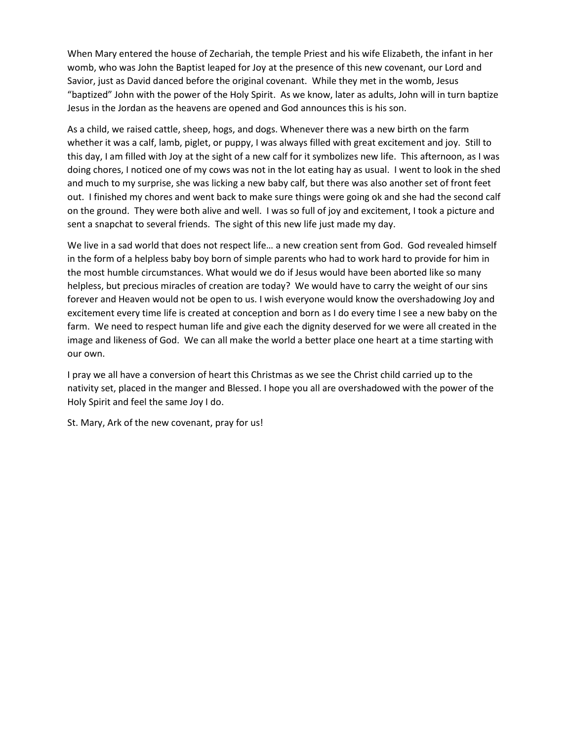When Mary entered the house of Zechariah, the temple Priest and his wife Elizabeth, the infant in her womb, who was John the Baptist leaped for Joy at the presence of this new covenant, our Lord and Savior, just as David danced before the original covenant. While they met in the womb, Jesus "baptized" John with the power of the Holy Spirit. As we know, later as adults, John will in turn baptize Jesus in the Jordan as the heavens are opened and God announces this is his son.

As a child, we raised cattle, sheep, hogs, and dogs. Whenever there was a new birth on the farm whether it was a calf, lamb, piglet, or puppy, I was always filled with great excitement and joy. Still to this day, I am filled with Joy at the sight of a new calf for it symbolizes new life. This afternoon, as I was doing chores, I noticed one of my cows was not in the lot eating hay as usual. I went to look in the shed and much to my surprise, she was licking a new baby calf, but there was also another set of front feet out. I finished my chores and went back to make sure things were going ok and she had the second calf on the ground. They were both alive and well. I was so full of joy and excitement, I took a picture and sent a snapchat to several friends. The sight of this new life just made my day.

We live in a sad world that does not respect life… a new creation sent from God. God revealed himself in the form of a helpless baby boy born of simple parents who had to work hard to provide for him in the most humble circumstances. What would we do if Jesus would have been aborted like so many helpless, but precious miracles of creation are today? We would have to carry the weight of our sins forever and Heaven would not be open to us. I wish everyone would know the overshadowing Joy and excitement every time life is created at conception and born as I do every time I see a new baby on the farm. We need to respect human life and give each the dignity deserved for we were all created in the image and likeness of God. We can all make the world a better place one heart at a time starting with our own.

I pray we all have a conversion of heart this Christmas as we see the Christ child carried up to the nativity set, placed in the manger and Blessed. I hope you all are overshadowed with the power of the Holy Spirit and feel the same Joy I do.

St. Mary, Ark of the new covenant, pray for us!